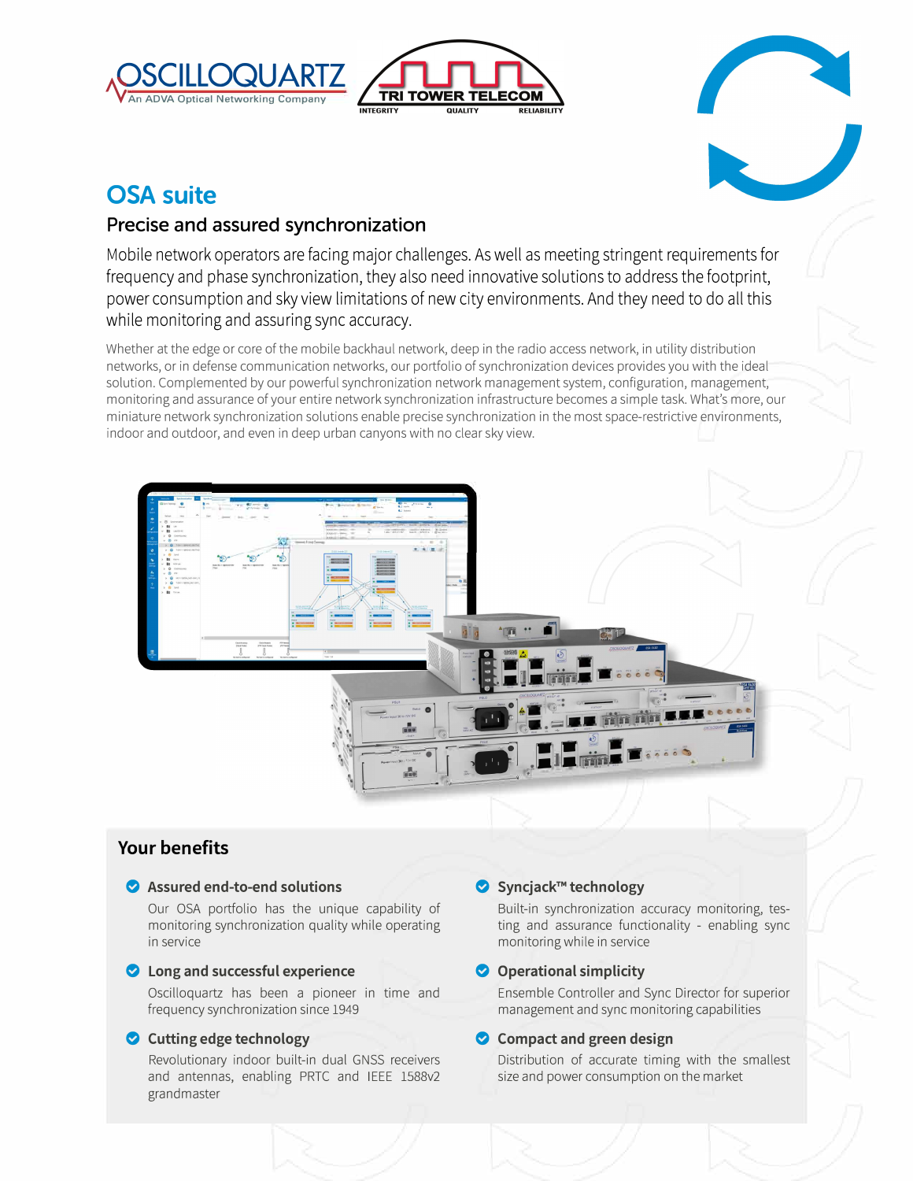# OSA suite

## Precise and assured synchronization

Mobile network operators are facing major challenges. As well as meeting stringent requirements for frequency and phase synchronization, they also need innovative solutions to address the footprint, power consumption and sky view limitations of new city environments. And they need to do all this while monitoring and assuring sync accuracy.

Whether at the edge or core of the mobile backhaul network, deep in the radio access network, in utility distribution networks, or in defense communication networks, our portfolio of synchronization devices provides you with the ideal solution. Complemented by our powerful synchronization network management system, configuration, management, monitoring and assurance of your entire network synchronization infrastructure becomes a simple task. What's more, our miniature network synchronization solutions enable precise synchronization in the most space-restrictive environments, indoor and outdoor, and even in deep urban canyons with no clear sky view.

## Your benefits

- **Assured end-to-end solutions**
  Our OSA portfolio has the unique capability of monitoring synchronization quality while operating in service

- **Long and successful experience**
  Oscilloquartz has been a pioneer in time and frequency synchronization since 1949

- **Cutting edge technology**
  Revolutionary indoor built-in dual GNSS receivers and antennas, enabling PRTC and IEEE 1588v2 grandmaster

- **Syncjack™ technology**
  Built-in synchronization accuracy monitoring, testing and assurance functionality - enabling sync monitoring while in service

- **Operational simplicity**
  Ensemble Controller and Sync Director for superior management and sync monitoring capabilities

- **Compact and green design**
  Distribution of accurate timing with the smallest size and power consumption on the market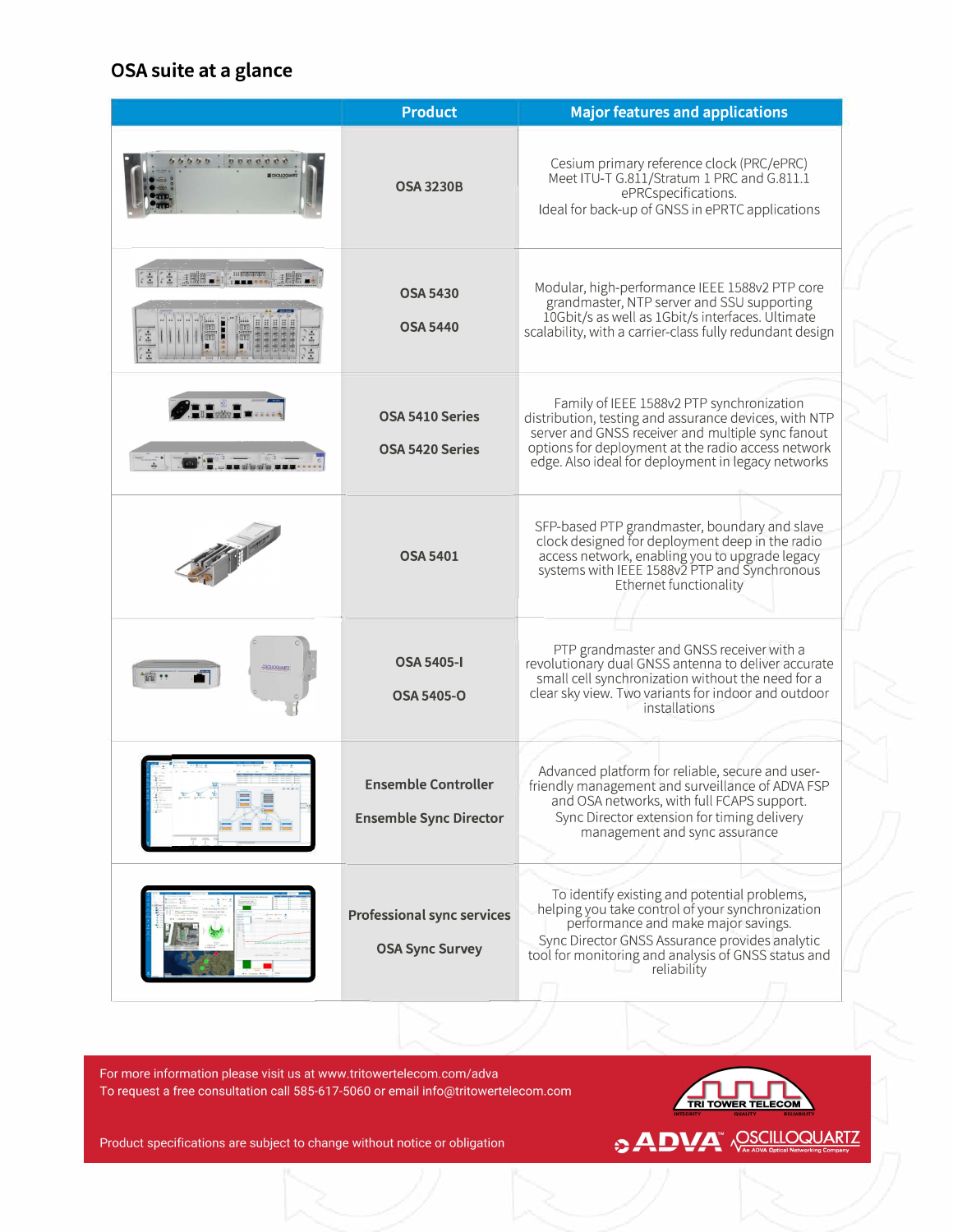## OSA suite at a glance

| | Product | Major features and applications |
|---|---|---|
| | OSA 3230B | Cesium primary reference clock (PRC/ePRC) Meet ITU-T G.811/Stratum 1 PRC and G.811.1 ePRCspecifications. Ideal for back-up of GNSS in ePRTC applications |
| | OSA 5430<br>OSA 5440 | Modular, high-performance IEEE 1588v2 PTP core grandmaster, NTP server and SSU supporting 10Gbit/s as well as 1Gbit/s interfaces. Ultimate scalability, with a carrier-class fully redundant design |
| | OSA 5410 Series<br>OSA 5420 Series | Family of IEEE 1588v2 PTP synchronization distribution, testing and assurance devices, with NTP server and GNSS receiver and multiple sync fanout options for deployment at the radio access network edge. Also ideal for deployment in legacy networks |
| | OSA 5401 | SFP-based PTP grandmaster, boundary and slave clock designed for deployment deep in the radio access network, enabling you to upgrade legacy systems with IEEE 1588v2 PTP and Synchronous Ethernet functionality |
| | OSA 5405-I<br>OSA 5405-O | PTP grandmaster and GNSS receiver with a revolutionary dual GNSS antenna to deliver accurate small cell synchronization without the need for a clear sky view. Two variants for indoor and outdoor installations |
| | Ensemble Controller<br>Ensemble Sync Director | Advanced platform for reliable, secure and user-friendly management and surveillance of ADVA FSP and OSA networks, with full FCAPS support. Sync Director extension for timing delivery management and sync assurance |
| | Professional sync services<br>OSA Sync Survey | To identify existing and potential problems, helping you take control of your synchronization performance and make major savings. Sync Director GNSS Assurance provides analytic tool for monitoring and analysis of GNSS status and reliability |

For more information please visit us at www.tritowertelecom.com/adva
To request a free consultation call 585-617-5060 or email info@tritowertelecom.com

Product specifications are subject to change without notice or obligation